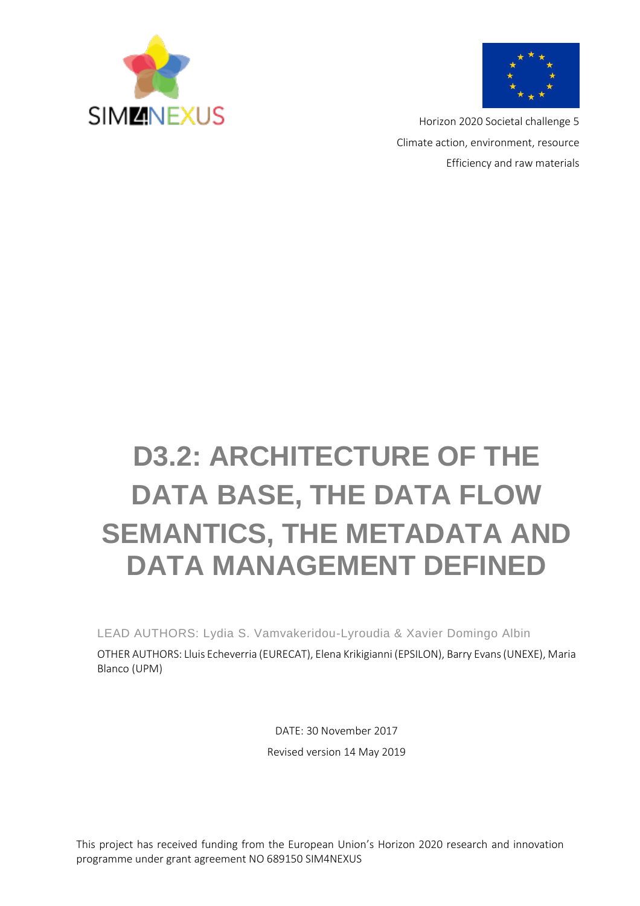Horizon 2020 Societal challenge 5

Climate action, environment, resource

Efficiency and raw materials

# D3.2: ARCHITECTURE OF THE DATA BASE, THE DATA FLOW SEMANTICS, THE METADATA AND DATA MANAGEMENT DEFINED

LEAD AUTHORS: Lydia S. Vamvakeridou-Lyroudia & Xavier Domingo Albin

OTHER AUTHORS: Lluis Echeverria (EURECAT), Elena Krikigianni (EPSILON), Barry Evans (UNEXE), Maria Blanco (UPM)

DATE: 30 November 2017

Revised version 14 May 2019

This project has received funding from the European Union's Horizon 2020 research and innovation programme under grant agreement NO 689150 SIM4NEXUS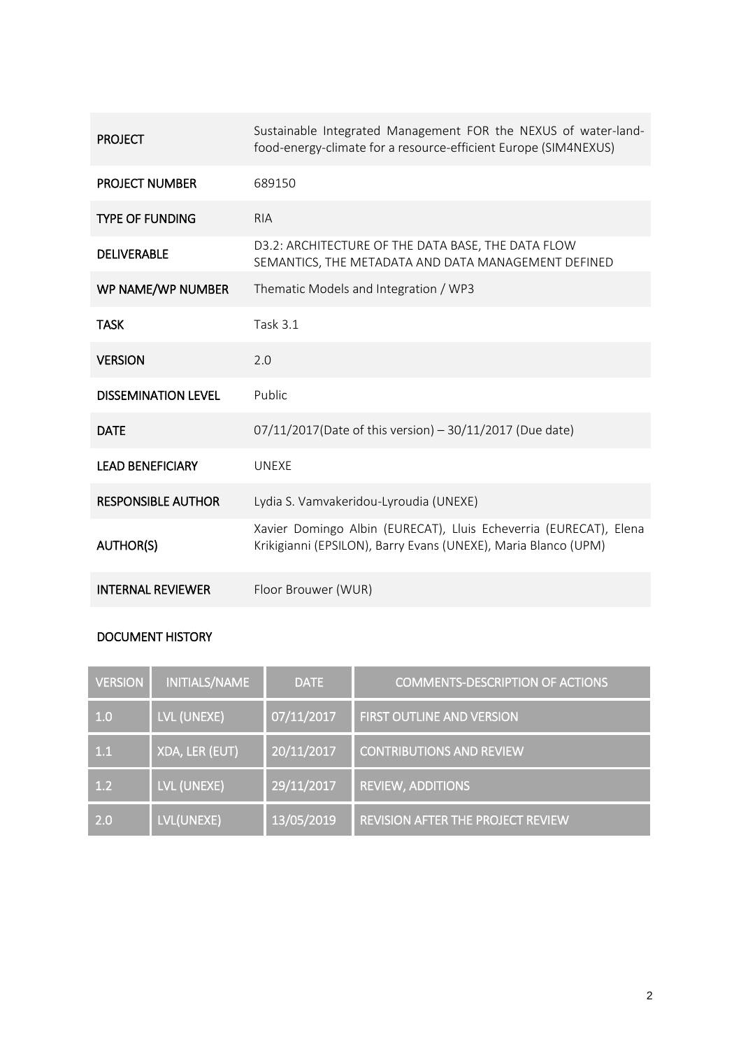| | |
|---|---|
| **PROJECT** | Sustainable Integrated Management FOR the NEXUS of water-land-food-energy-climate for a resource-efficient Europe (SIM4NEXUS) |
| **PROJECT NUMBER** | 689150 |
| **TYPE OF FUNDING** | RIA |
| **DELIVERABLE** | D3.2: ARCHITECTURE OF THE DATA BASE, THE DATA FLOW SEMANTICS, THE METADATA AND DATA MANAGEMENT DEFINED |
| **WP NAME/WP NUMBER** | Thematic Models and Integration / WP3 |
| **TASK** | Task 3.1 |
| **VERSION** | 2.0 |
| **DISSEMINATION LEVEL** | Public |
| **DATE** | 07/11/2017(Date of this version) – 30/11/2017 (Due date) |
| **LEAD BENEFICIARY** | UNEXE |
| **RESPONSIBLE AUTHOR** | Lydia S. Vamvakeridou-Lyroudia (UNEXE) |
| **AUTHOR(S)** | Xavier Domingo Albin (EURECAT), Lluis Echeverria (EURECAT), Elena Krikigianni (EPSILON), Barry Evans (UNEXE), Maria Blanco (UPM) |
| **INTERNAL REVIEWER** | Floor Brouwer (WUR) |

**DOCUMENT HISTORY**

| VERSION | INITIALS/NAME | DATE | COMMENTS-DESCRIPTION OF ACTIONS |
|---|---|---|---|
| 1.0 | LVL (UNEXE) | 07/11/2017 | FIRST OUTLINE AND VERSION |
| 1.1 | XDA, LER (EUT) | 20/11/2017 | CONTRIBUTIONS AND REVIEW |
| 1.2 | LVL (UNEXE) | 29/11/2017 | REVIEW, ADDITIONS |
| 2.0 | LVL(UNEXE) | 13/05/2019 | REVISION AFTER THE PROJECT REVIEW |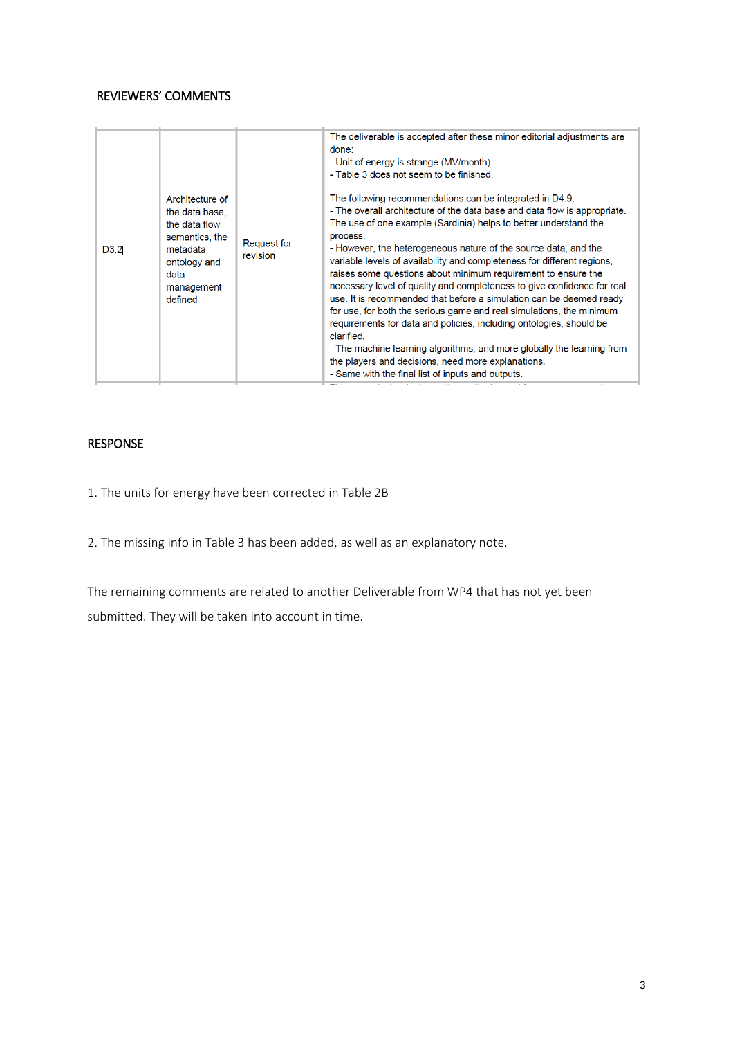## REVIEWERS' COMMENTS

| | | | |
|---|---|---|---|
| D3.2 | Architecture of the data base, the data flow semantics, the metadata ontology and data management defined | Request for revision | The deliverable is accepted after these minor editorial adjustments are done:<br>- Unit of energy is strange (MV/month).<br>- Table 3 does not seem to be finished.<br><br>The following recommendations can be integrated in D4.9:<br>- The overall architecture of the data base and data flow is appropriate. The use of one example (Sardinia) helps to better understand the process.<br>- However, the heterogeneous nature of the source data, and the variable levels of availability and completeness for different regions, raises some questions about minimum requirement to ensure the necessary level of quality and completeness to give confidence for real use. It is recommended that before a simulation can be deemed ready for use, for both the serious game and real simulations, the minimum requirements for data and policies, including ontologies, should be clarified.<br>- The machine learning algorithms, and more globally the learning from the players and decisions, need more explanations.<br>- Same with the final list of inputs and outputs. |

## RESPONSE

1. The units for energy have been corrected in Table 2B

2. The missing info in Table 3 has been added, as well as an explanatory note.

The remaining comments are related to another Deliverable from WP4 that has not yet been submitted. They will be taken into account in time.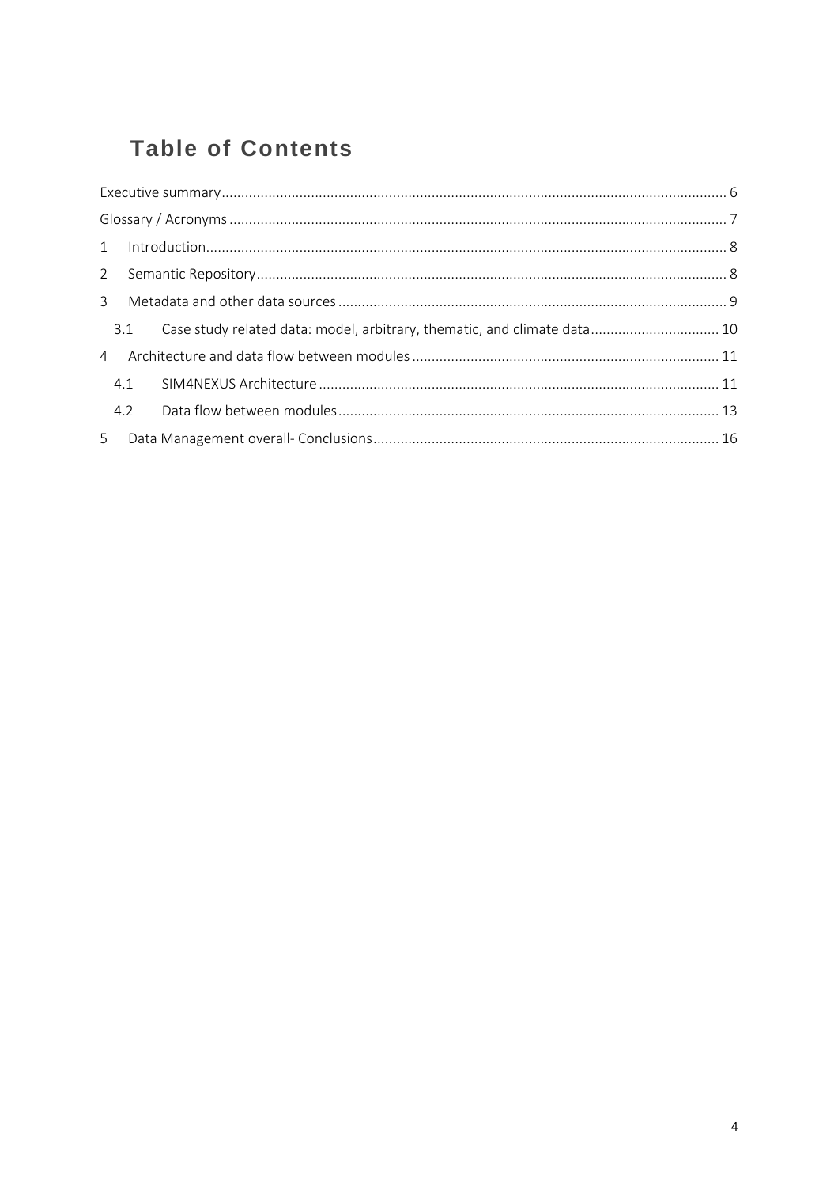# Table of Contents

Executive summary ..... 6

Glossary / Acronyms ..... 7

1 Introduction ..... 8

2 Semantic Repository ..... 8

3 Metadata and other data sources ..... 9

  3.1 Case study related data: model, arbitrary, thematic, and climate data ..... 10

4 Architecture and data flow between modules ..... 11

  4.1 SIM4NEXUS Architecture ..... 11

  4.2 Data flow between modules ..... 13

5 Data Management overall- Conclusions ..... 16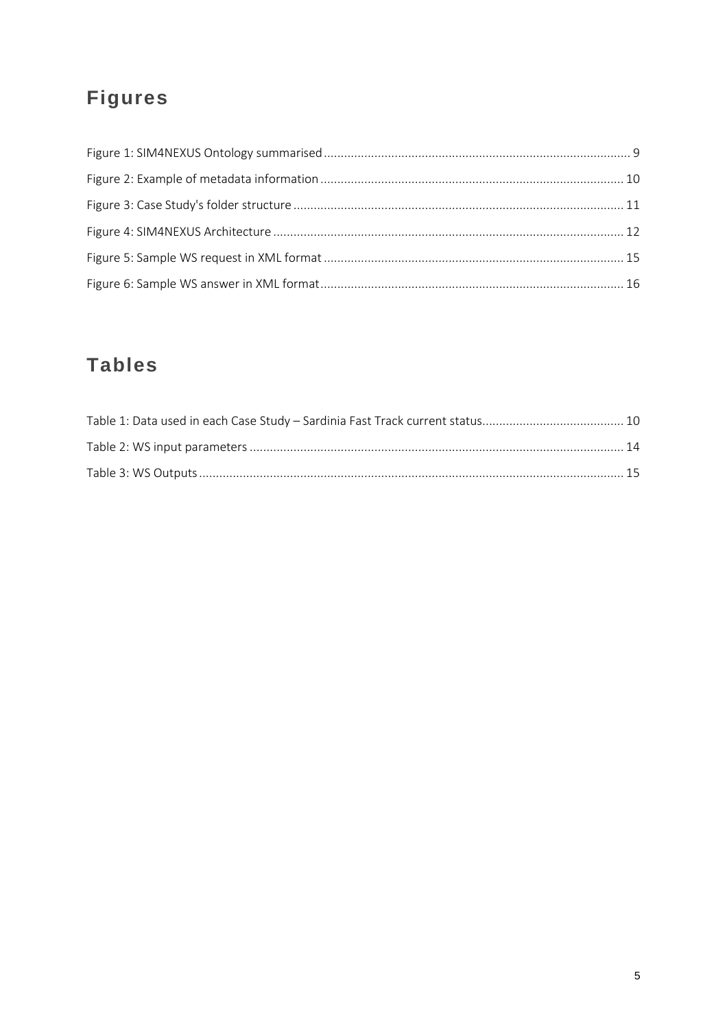# Figures

Figure 1: SIM4NEXUS Ontology summarised ... 9

Figure 2: Example of metadata information ... 10

Figure 3: Case Study's folder structure ... 11

Figure 4: SIM4NEXUS Architecture ... 12

Figure 5: Sample WS request in XML format ... 15

Figure 6: Sample WS answer in XML format ... 16

# Tables

Table 1: Data used in each Case Study – Sardinia Fast Track current status ... 10

Table 2: WS input parameters ... 14

Table 3: WS Outputs ... 15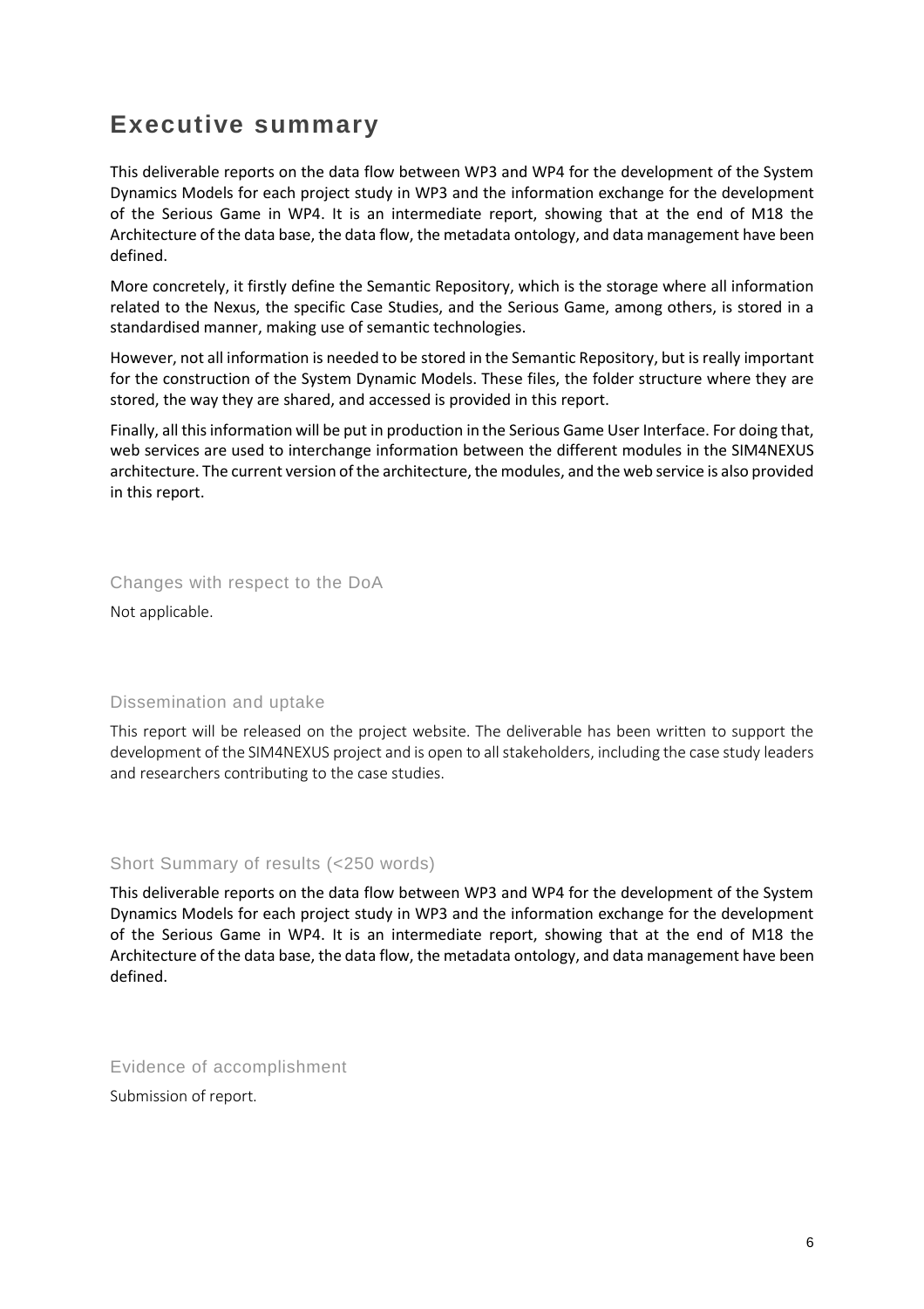# Executive summary

This deliverable reports on the data flow between WP3 and WP4 for the development of the System Dynamics Models for each project study in WP3 and the information exchange for the development of the Serious Game in WP4. It is an intermediate report, showing that at the end of M18 the Architecture of the data base, the data flow, the metadata ontology, and data management have been defined.

More concretely, it firstly define the Semantic Repository, which is the storage where all information related to the Nexus, the specific Case Studies, and the Serious Game, among others, is stored in a standardised manner, making use of semantic technologies.

However, not all information is needed to be stored in the Semantic Repository, but is really important for the construction of the System Dynamic Models. These files, the folder structure where they are stored, the way they are shared, and accessed is provided in this report.

Finally, all this information will be put in production in the Serious Game User Interface. For doing that, web services are used to interchange information between the different modules in the SIM4NEXUS architecture. The current version of the architecture, the modules, and the web service is also provided in this report.

## Changes with respect to the DoA

Not applicable.

## Dissemination and uptake

This report will be released on the project website. The deliverable has been written to support the development of the SIM4NEXUS project and is open to all stakeholders, including the case study leaders and researchers contributing to the case studies.

## Short Summary of results (<250 words)

This deliverable reports on the data flow between WP3 and WP4 for the development of the System Dynamics Models for each project study in WP3 and the information exchange for the development of the Serious Game in WP4. It is an intermediate report, showing that at the end of M18 the Architecture of the data base, the data flow, the metadata ontology, and data management have been defined.

## Evidence of accomplishment

Submission of report.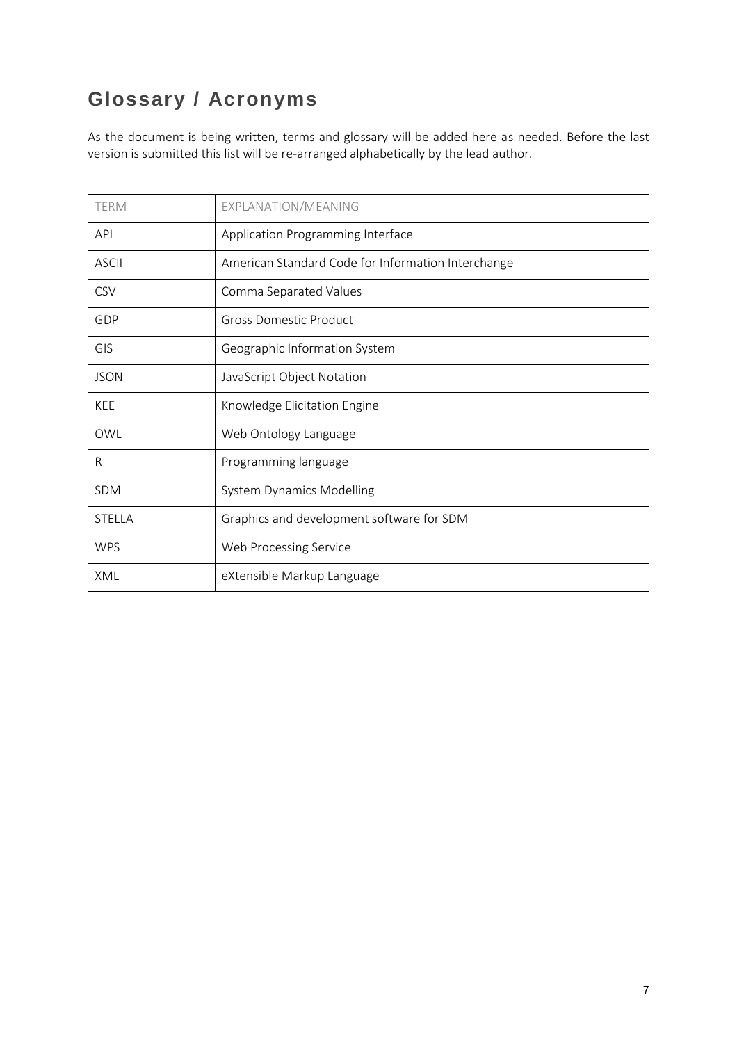## Glossary / Acronyms

As the document is being written, terms and glossary will be added here as needed. Before the last version is submitted this list will be re-arranged alphabetically by the lead author.

| TERM | EXPLANATION/MEANING |
|---|---|
| API | Application Programming Interface |
| ASCII | American Standard Code for Information Interchange |
| CSV | Comma Separated Values |
| GDP | Gross Domestic Product |
| GIS | Geographic Information System |
| JSON | JavaScript Object Notation |
| KEE | Knowledge Elicitation Engine |
| OWL | Web Ontology Language |
| R | Programming language |
| SDM | System Dynamics Modelling |
| STELLA | Graphics and development software for SDM |
| WPS | Web Processing Service |
| XML | eXtensible Markup Language |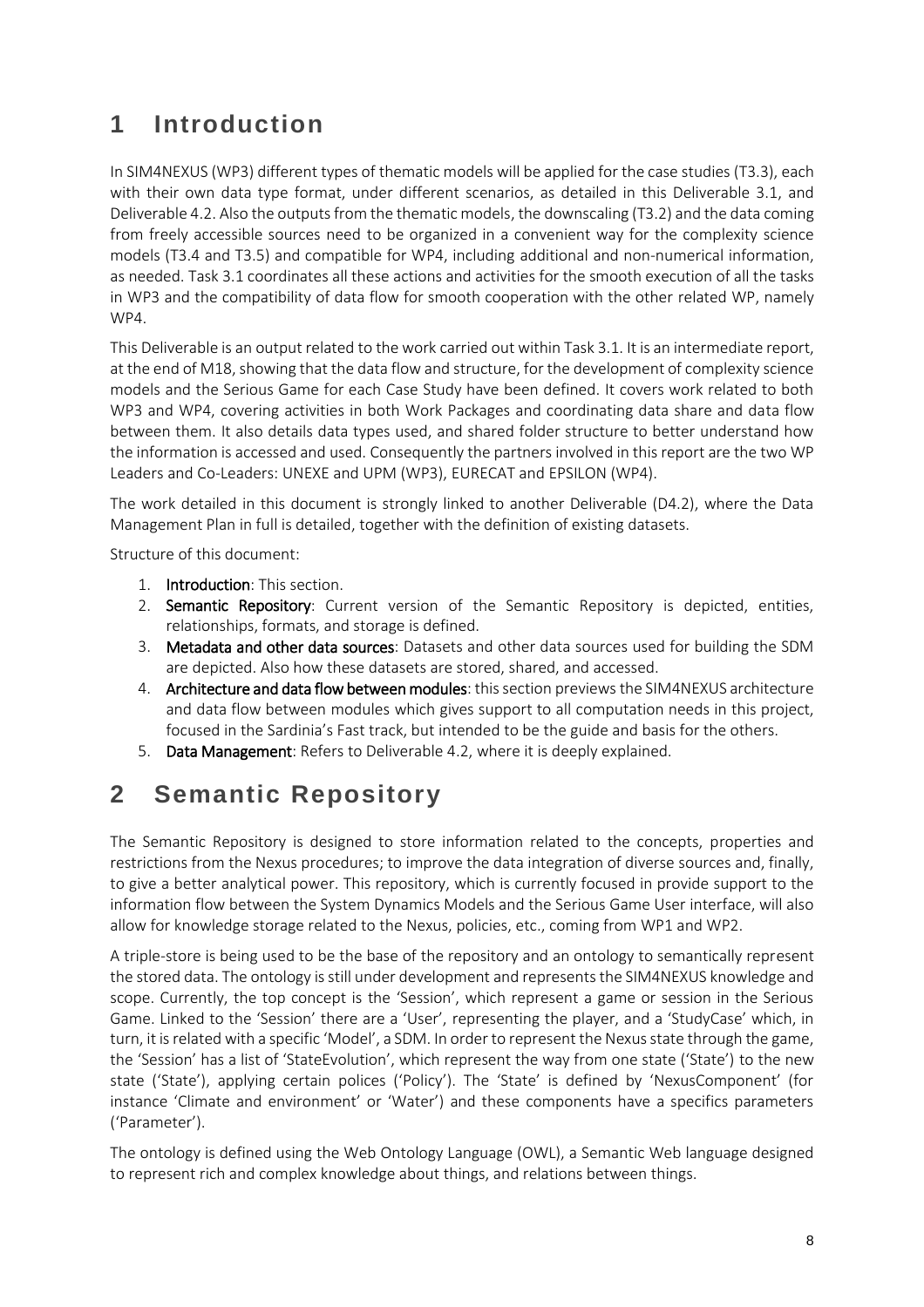# 1 Introduction

In SIM4NEXUS (WP3) different types of thematic models will be applied for the case studies (T3.3), each with their own data type format, under different scenarios, as detailed in this Deliverable 3.1, and Deliverable 4.2. Also the outputs from the thematic models, the downscaling (T3.2) and the data coming from freely accessible sources need to be organized in a convenient way for the complexity science models (T3.4 and T3.5) and compatible for WP4, including additional and non-numerical information, as needed. Task 3.1 coordinates all these actions and activities for the smooth execution of all the tasks in WP3 and the compatibility of data flow for smooth cooperation with the other related WP, namely WP4.

This Deliverable is an output related to the work carried out within Task 3.1. It is an intermediate report, at the end of M18, showing that the data flow and structure, for the development of complexity science models and the Serious Game for each Case Study have been defined. It covers work related to both WP3 and WP4, covering activities in both Work Packages and coordinating data share and data flow between them. It also details data types used, and shared folder structure to better understand how the information is accessed and used. Consequently the partners involved in this report are the two WP Leaders and Co-Leaders: UNEXE and UPM (WP3), EURECAT and EPSILON (WP4).

The work detailed in this document is strongly linked to another Deliverable (D4.2), where the Data Management Plan in full is detailed, together with the definition of existing datasets.

Structure of this document:

1. **Introduction**: This section.
2. **Semantic Repository**: Current version of the Semantic Repository is depicted, entities, relationships, formats, and storage is defined.
3. **Metadata and other data sources**: Datasets and other data sources used for building the SDM are depicted. Also how these datasets are stored, shared, and accessed.
4. **Architecture and data flow between modules**: this section previews the SIM4NEXUS architecture and data flow between modules which gives support to all computation needs in this project, focused in the Sardinia's Fast track, but intended to be the guide and basis for the others.
5. **Data Management**: Refers to Deliverable 4.2, where it is deeply explained.

# 2 Semantic Repository

The Semantic Repository is designed to store information related to the concepts, properties and restrictions from the Nexus procedures; to improve the data integration of diverse sources and, finally, to give a better analytical power. This repository, which is currently focused in provide support to the information flow between the System Dynamics Models and the Serious Game User interface, will also allow for knowledge storage related to the Nexus, policies, etc., coming from WP1 and WP2.

A triple-store is being used to be the base of the repository and an ontology to semantically represent the stored data. The ontology is still under development and represents the SIM4NEXUS knowledge and scope. Currently, the top concept is the 'Session', which represent a game or session in the Serious Game. Linked to the 'Session' there are a 'User', representing the player, and a 'StudyCase' which, in turn, it is related with a specific 'Model', a SDM. In order to represent the Nexus state through the game, the 'Session' has a list of 'StateEvolution', which represent the way from one state ('State') to the new state ('State'), applying certain polices ('Policy'). The 'State' is defined by 'NexusComponent' (for instance 'Climate and environment' or 'Water') and these components have a specifics parameters ('Parameter').

The ontology is defined using the Web Ontology Language (OWL), a Semantic Web language designed to represent rich and complex knowledge about things, and relations between things.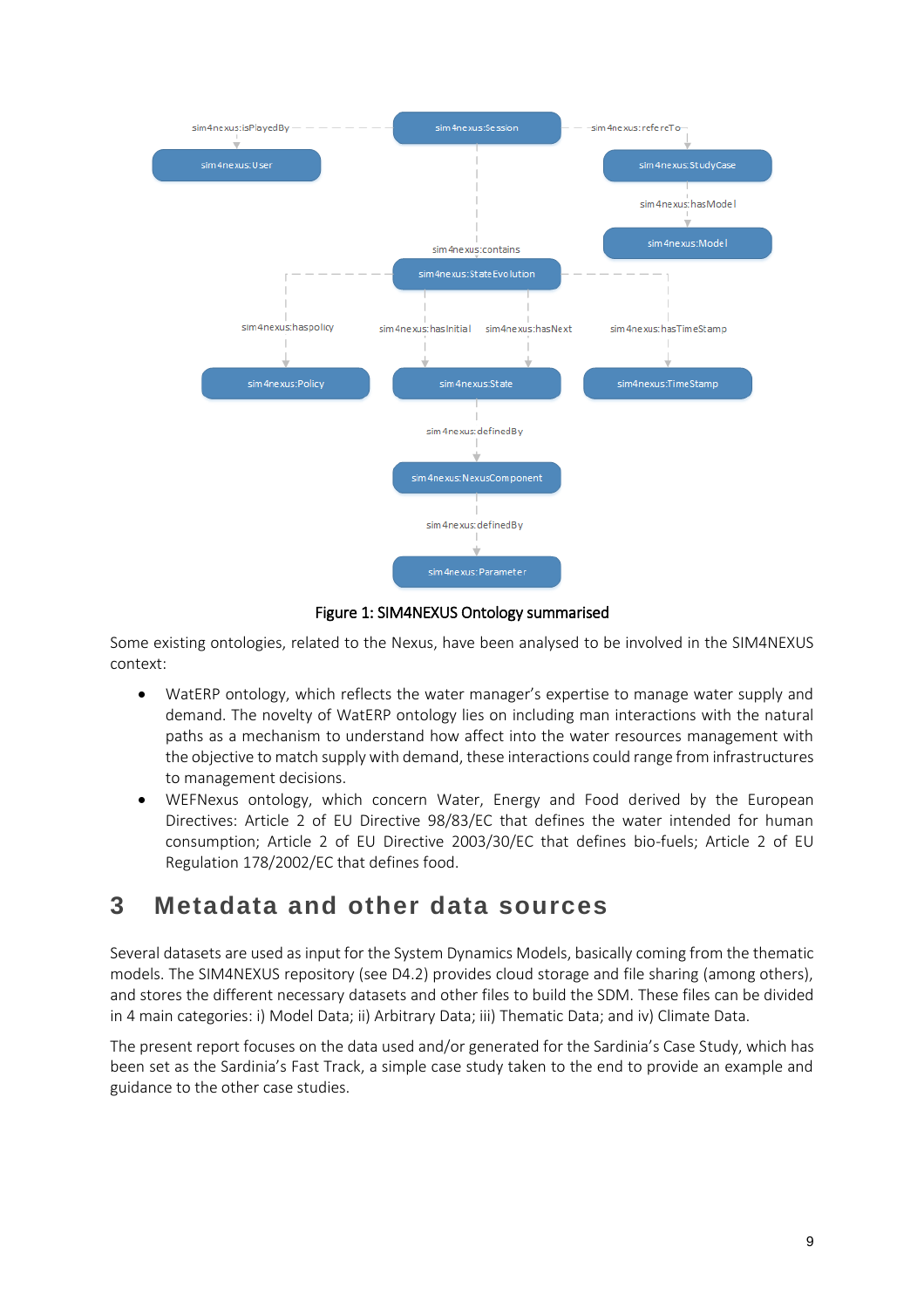Figure 1: SIM4NEXUS Ontology summarised

Some existing ontologies, related to the Nexus, have been analysed to be involved in the SIM4NEXUS context:

- WatERP ontology, which reflects the water manager's expertise to manage water supply and demand. The novelty of WatERP ontology lies on including man interactions with the natural paths as a mechanism to understand how affect into the water resources management with the objective to match supply with demand, these interactions could range from infrastructures to management decisions.
- WEFNexus ontology, which concern Water, Energy and Food derived by the European Directives: Article 2 of EU Directive 98/83/EC that defines the water intended for human consumption; Article 2 of EU Directive 2003/30/EC that defines bio-fuels; Article 2 of EU Regulation 178/2002/EC that defines food.

# 3 Metadata and other data sources

Several datasets are used as input for the System Dynamics Models, basically coming from the thematic models. The SIM4NEXUS repository (see D4.2) provides cloud storage and file sharing (among others), and stores the different necessary datasets and other files to build the SDM. These files can be divided in 4 main categories: i) Model Data; ii) Arbitrary Data; iii) Thematic Data; and iv) Climate Data.

The present report focuses on the data used and/or generated for the Sardinia's Case Study, which has been set as the Sardinia's Fast Track, a simple case study taken to the end to provide an example and guidance to the other case studies.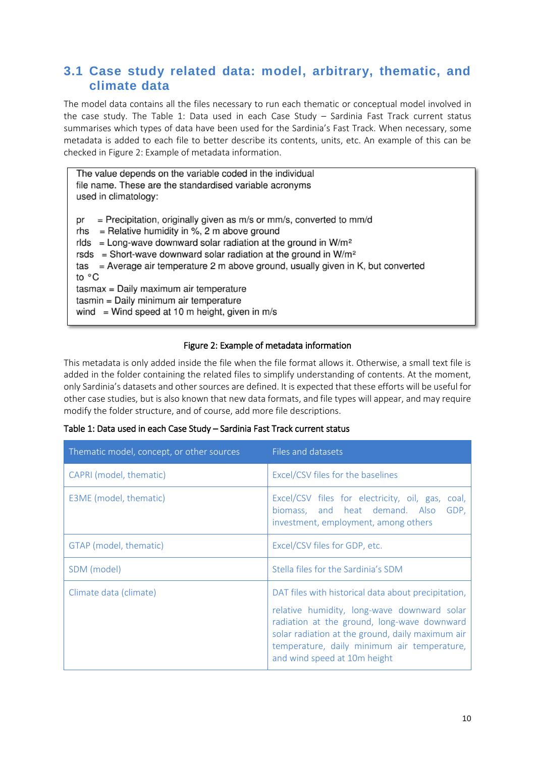## 3.1 Case study related data: model, arbitrary, thematic, and climate data

The model data contains all the files necessary to run each thematic or conceptual model involved in the case study. The Table 1: Data used in each Case Study – Sardinia Fast Track current status summarises which types of data have been used for the Sardinia's Fast Track. When necessary, some metadata is added to each file to better describe its contents, units, etc. An example of this can be checked in Figure 2: Example of metadata information.

```
The value depends on the variable coded in the individual
file name. These are the standardised variable acronyms
used in climatology:

pr    = Precipitation, originally given as m/s or mm/s, converted to mm/d
rhs   = Relative humidity in %, 2 m above ground
rlds  = Long-wave downward solar radiation at the ground in W/m²
rsds  = Short-wave downward solar radiation at the ground in W/m²
tas   = Average air temperature 2 m above ground, usually given in K, but converted
to °C
tasmax = Daily maximum air temperature
tasmin = Daily minimum air temperature
wind  = Wind speed at 10 m height, given in m/s
```

Figure 2: Example of metadata information

This metadata is only added inside the file when the file format allows it. Otherwise, a small text file is added in the folder containing the related files to simplify understanding of contents. At the moment, only Sardinia's datasets and other sources are defined. It is expected that these efforts will be useful for other case studies, but is also known that new data formats, and file types will appear, and may require modify the folder structure, and of course, add more file descriptions.

Table 1: Data used in each Case Study – Sardinia Fast Track current status

| Thematic model, concept, or other sources | Files and datasets |
|---|---|
| CAPRI (model, thematic) | Excel/CSV files for the baselines |
| E3ME (model, thematic) | Excel/CSV files for electricity, oil, gas, coal, biomass, and heat demand. Also GDP, investment, employment, among others |
| GTAP (model, thematic) | Excel/CSV files for GDP, etc. |
| SDM (model) | Stella files for the Sardinia's SDM |
| Climate data (climate) | DAT files with historical data about precipitation, relative humidity, long-wave downward solar radiation at the ground, long-wave downward solar radiation at the ground, daily maximum air temperature, daily minimum air temperature, and wind speed at 10m height |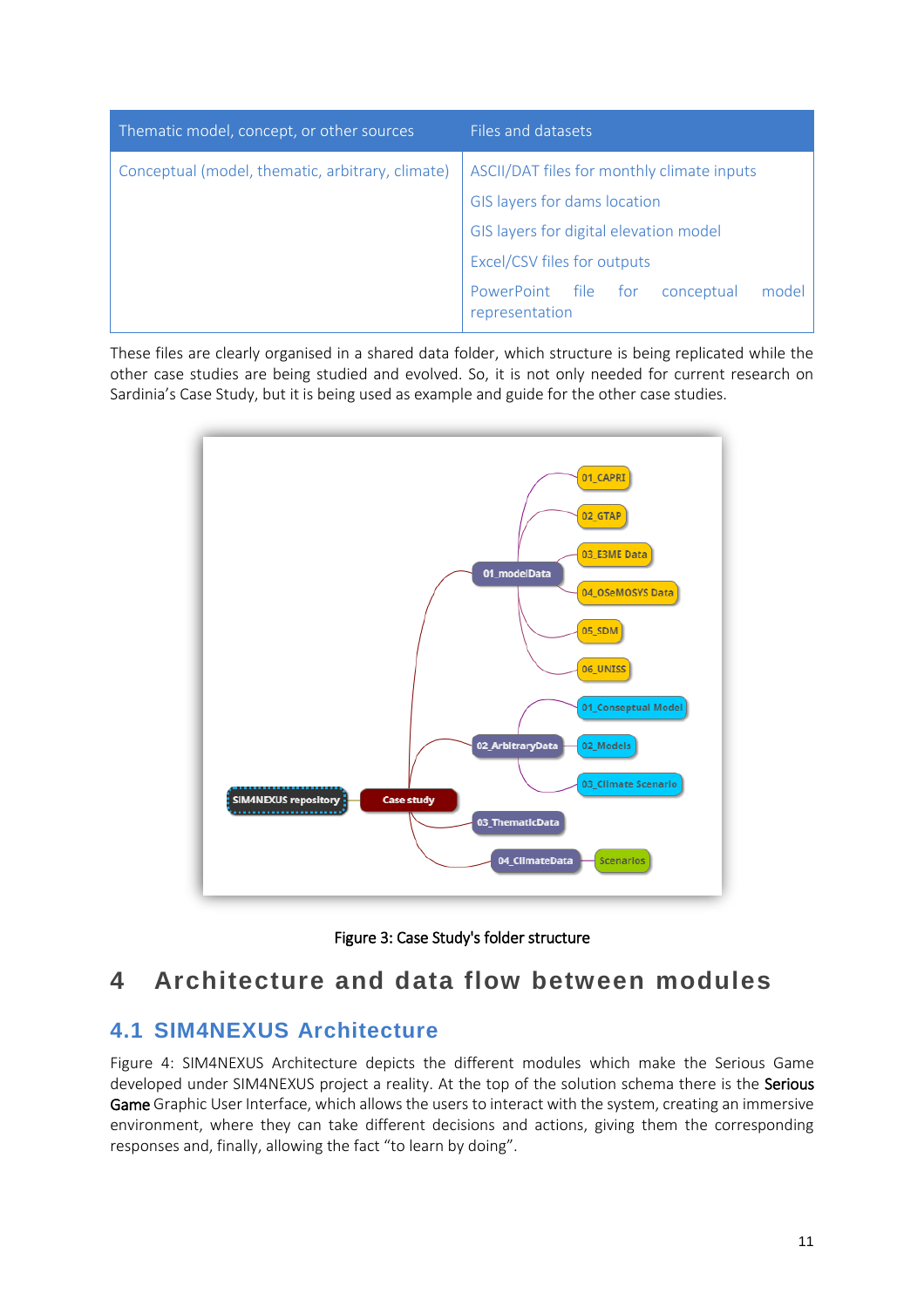| Thematic model, concept, or other sources | Files and datasets |
| --- | --- |
| Conceptual (model, thematic, arbitrary, climate) | ASCII/DAT files for monthly climate inputs<br>GIS layers for dams location<br>GIS layers for digital elevation model<br>Excel/CSV files for outputs<br>PowerPoint file for conceptual model representation |

These files are clearly organised in a shared data folder, which structure is being replicated while the other case studies are being studied and evolved. So, it is not only needed for current research on Sardinia's Case Study, but it is being used as example and guide for the other case studies.

Figure 3: Case Study's folder structure

# 4 Architecture and data flow between modules

## 4.1 SIM4NEXUS Architecture

Figure 4: SIM4NEXUS Architecture depicts the different modules which make the Serious Game developed under SIM4NEXUS project a reality. At the top of the solution schema there is the Serious Game Graphic User Interface, which allows the users to interact with the system, creating an immersive environment, where they can take different decisions and actions, giving them the corresponding responses and, finally, allowing the fact "to learn by doing".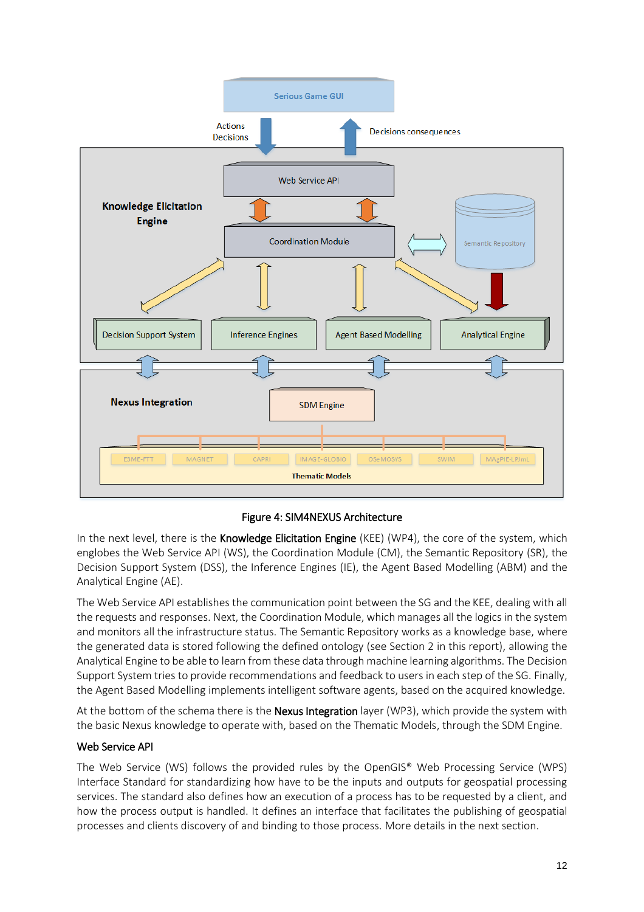Figure 4: SIM4NEXUS Architecture

In the next level, there is the **Knowledge Elicitation Engine** (KEE) (WP4), the core of the system, which englobes the Web Service API (WS), the Coordination Module (CM), the Semantic Repository (SR), the Decision Support System (DSS), the Inference Engines (IE), the Agent Based Modelling (ABM) and the Analytical Engine (AE).

The Web Service API establishes the communication point between the SG and the KEE, dealing with all the requests and responses. Next, the Coordination Module, which manages all the logics in the system and monitors all the infrastructure status. The Semantic Repository works as a knowledge base, where the generated data is stored following the defined ontology (see Section 2 in this report), allowing the Analytical Engine to be able to learn from these data through machine learning algorithms. The Decision Support System tries to provide recommendations and feedback to users in each step of the SG. Finally, the Agent Based Modelling implements intelligent software agents, based on the acquired knowledge.

At the bottom of the schema there is the **Nexus Integration** layer (WP3), which provide the system with the basic Nexus knowledge to operate with, based on the Thematic Models, through the SDM Engine.

### Web Service API

The Web Service (WS) follows the provided rules by the OpenGIS® Web Processing Service (WPS) Interface Standard for standardizing how have to be the inputs and outputs for geospatial processing services. The standard also defines how an execution of a process has to be requested by a client, and how the process output is handled. It defines an interface that facilitates the publishing of geospatial processes and clients discovery of and binding to those process. More details in the next section.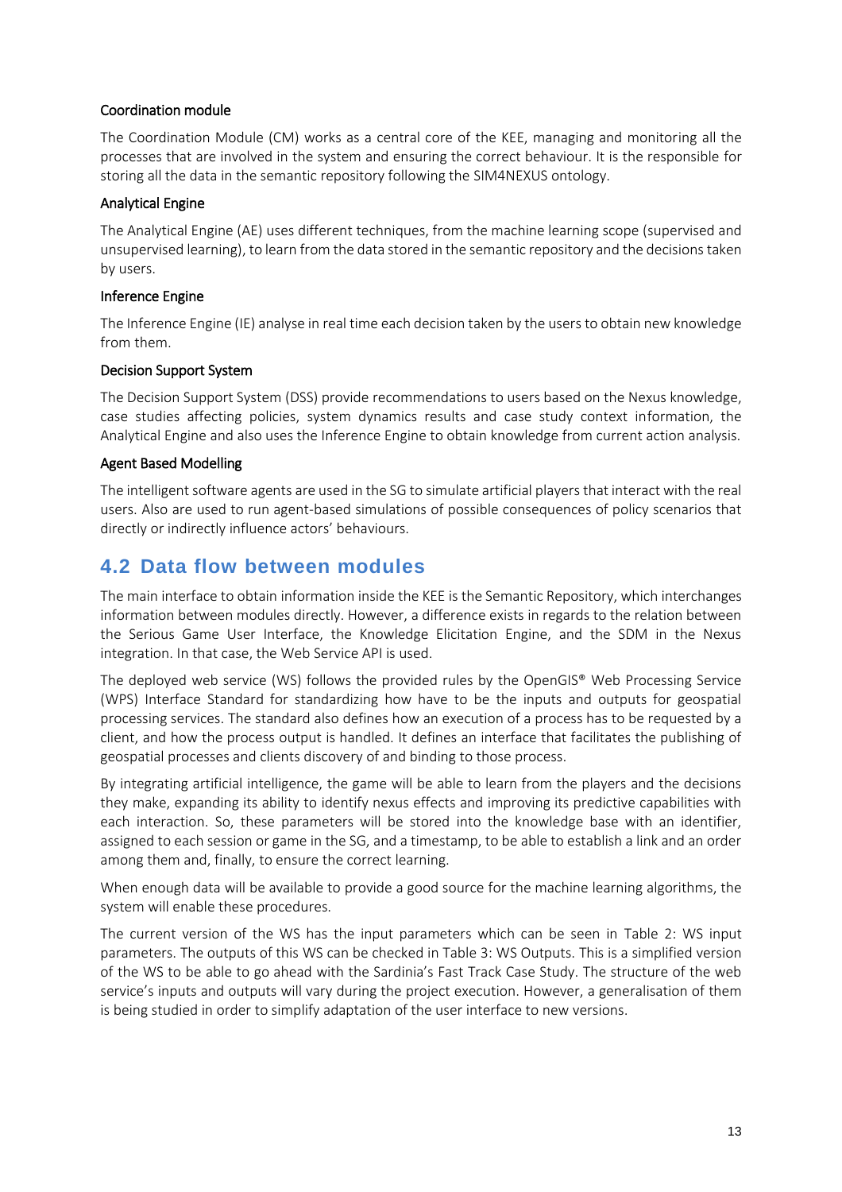#### Coordination module

The Coordination Module (CM) works as a central core of the KEE, managing and monitoring all the processes that are involved in the system and ensuring the correct behaviour. It is the responsible for storing all the data in the semantic repository following the SIM4NEXUS ontology.

#### Analytical Engine

The Analytical Engine (AE) uses different techniques, from the machine learning scope (supervised and unsupervised learning), to learn from the data stored in the semantic repository and the decisions taken by users.

#### Inference Engine

The Inference Engine (IE) analyse in real time each decision taken by the users to obtain new knowledge from them.

#### Decision Support System

The Decision Support System (DSS) provide recommendations to users based on the Nexus knowledge, case studies affecting policies, system dynamics results and case study context information, the Analytical Engine and also uses the Inference Engine to obtain knowledge from current action analysis.

#### Agent Based Modelling

The intelligent software agents are used in the SG to simulate artificial players that interact with the real users. Also are used to run agent-based simulations of possible consequences of policy scenarios that directly or indirectly influence actors' behaviours.

## 4.2 Data flow between modules

The main interface to obtain information inside the KEE is the Semantic Repository, which interchanges information between modules directly. However, a difference exists in regards to the relation between the Serious Game User Interface, the Knowledge Elicitation Engine, and the SDM in the Nexus integration. In that case, the Web Service API is used.

The deployed web service (WS) follows the provided rules by the OpenGIS® Web Processing Service (WPS) Interface Standard for standardizing how have to be the inputs and outputs for geospatial processing services. The standard also defines how an execution of a process has to be requested by a client, and how the process output is handled. It defines an interface that facilitates the publishing of geospatial processes and clients discovery of and binding to those process.

By integrating artificial intelligence, the game will be able to learn from the players and the decisions they make, expanding its ability to identify nexus effects and improving its predictive capabilities with each interaction. So, these parameters will be stored into the knowledge base with an identifier, assigned to each session or game in the SG, and a timestamp, to be able to establish a link and an order among them and, finally, to ensure the correct learning.

When enough data will be available to provide a good source for the machine learning algorithms, the system will enable these procedures.

The current version of the WS has the input parameters which can be seen in Table 2: WS input parameters. The outputs of this WS can be checked in Table 3: WS Outputs. This is a simplified version of the WS to be able to go ahead with the Sardinia's Fast Track Case Study. The structure of the web service's inputs and outputs will vary during the project execution. However, a generalisation of them is being studied in order to simplify adaptation of the user interface to new versions.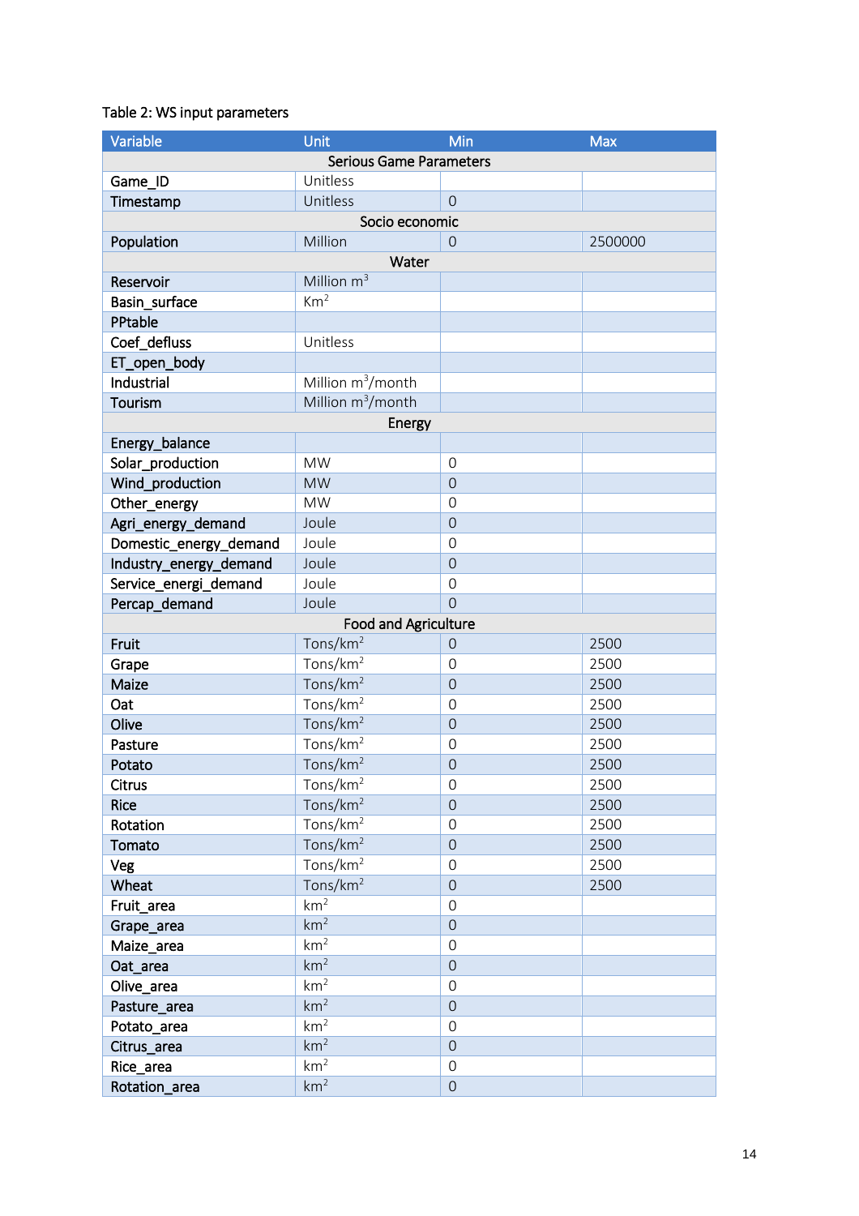Table 2: WS input parameters

| Variable | Unit | Min | Max |
|---|---|---|---|
| Serious Game Parameters | | | |
| Game_ID | Unitless | | |
| Timestamp | Unitless | 0 | |
| Socio economic | | | |
| Population | Million | 0 | 2500000 |
| Water | | | |
| Reservoir | Million $m^3$ | | |
| Basin_surface | $Km^2$ | | |
| PPtable | | | |
| Coef_defluss | Unitless | | |
| ET_open_body | | | |
| Industrial | Million $m^3$/month | | |
| Tourism | Million $m^3$/month | | |
| Energy | | | |
| Energy_balance | | | |
| Solar_production | MW | 0 | |
| Wind_production | MW | 0 | |
| Other_energy | MW | 0 | |
| Agri_energy_demand | Joule | 0 | |
| Domestic_energy_demand | Joule | 0 | |
| Industry_energy_demand | Joule | 0 | |
| Service_energi_demand | Joule | 0 | |
| Percap_demand | Joule | 0 | |
| Food and Agriculture | | | |
| Fruit | Tons/$km^2$ | 0 | 2500 |
| Grape | Tons/$km^2$ | 0 | 2500 |
| Maize | Tons/$km^2$ | 0 | 2500 |
| Oat | Tons/$km^2$ | 0 | 2500 |
| Olive | Tons/$km^2$ | 0 | 2500 |
| Pasture | Tons/$km^2$ | 0 | 2500 |
| Potato | Tons/$km^2$ | 0 | 2500 |
| Citrus | Tons/$km^2$ | 0 | 2500 |
| Rice | Tons/$km^2$ | 0 | 2500 |
| Rotation | Tons/$km^2$ | 0 | 2500 |
| Tomato | Tons/$km^2$ | 0 | 2500 |
| Veg | Tons/$km^2$ | 0 | 2500 |
| Wheat | Tons/$km^2$ | 0 | 2500 |
| Fruit_area | $km^2$ | 0 | |
| Grape_area | $km^2$ | 0 | |
| Maize_area | $km^2$ | 0 | |
| Oat_area | $km^2$ | 0 | |
| Olive_area | $km^2$ | 0 | |
| Pasture_area | $km^2$ | 0 | |
| Potato_area | $km^2$ | 0 | |
| Citrus_area | $km^2$ | 0 | |
| Rice_area | $km^2$ | 0 | |
| Rotation_area | $km^2$ | 0 | |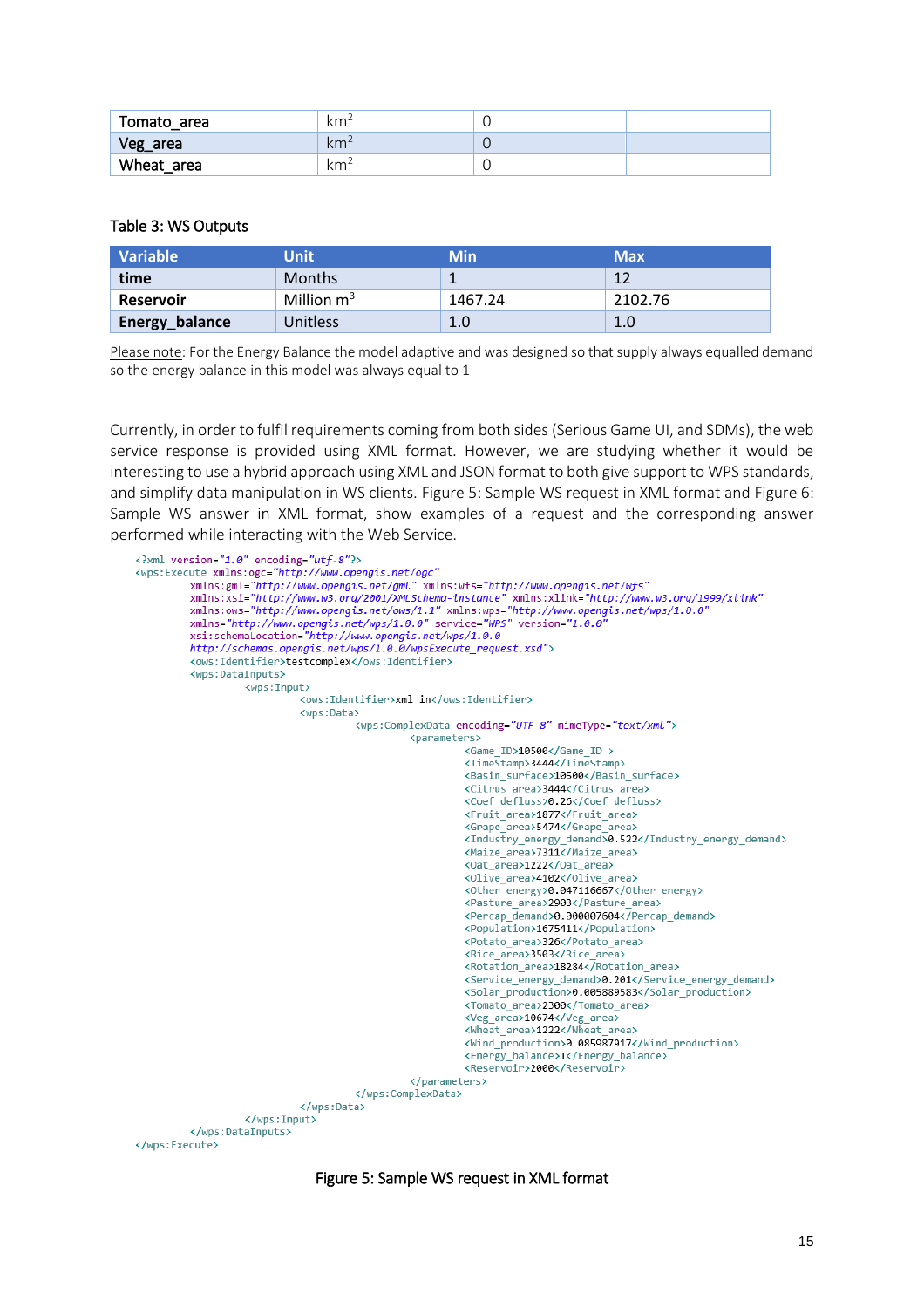| Tomato_area | $km^2$ | 0 | |
|---|---|---|---|
| Veg_area | $km^2$ | 0 | |
| Wheat_area | $km^2$ | 0 | |

Table 3: WS Outputs

| Variable | Unit | Min | Max |
|---|---|---|---|
| time | Months | 1 | 12 |
| Reservoir | Million $m^3$ | 1467.24 | 2102.76 |
| Energy_balance | Unitless | 1.0 | 1.0 |

Please note: For the Energy Balance the model adaptive and was designed so that supply always equalled demand so the energy balance in this model was always equal to 1

Currently, in order to fulfil requirements coming from both sides (Serious Game UI, and SDMs), the web service response is provided using XML format. However, we are studying whether it would be interesting to use a hybrid approach using XML and JSON format to both give support to WPS standards, and simplify data manipulation in WS clients. Figure 5: Sample WS request in XML format and Figure 6: Sample WS answer in XML format, show examples of a request and the corresponding answer performed while interacting with the Web Service.

```
<?xml version="1.0" encoding="utf-8"?>
<wps:Execute xmlns:ogc="http://www.opengis.net/ogc"
        xmlns:gml="http://www.opengis.net/gml" xmlns:wfs="http://www.opengis.net/wfs"
        xmlns:xsi="http://www.w3.org/2001/XMLSchema-instance" xmlns:xlink="http://www.w3.org/1999/xlink"
        xmlns:ows="http://www.opengis.net/ows/1.1" xmlns:wps="http://www.opengis.net/wps/1.0.0"
        xmlns="http://www.opengis.net/wps/1.0.0" service="WPS" version="1.0.0"
        xsi:schemaLocation="http://www.opengis.net/wps/1.0.0
        http://schemas.opengis.net/wps/1.0.0/wpsExecute_request.xsd">
        <ows:Identifier>testcomplex</ows:Identifier>
        <wps:DataInputs>
                <wps:Input>
                        <ows:Identifier>xml_in</ows:Identifier>
                        <wps:Data>
                                <wps:ComplexData encoding="UTF-8" mimeType="text/xml">
                                        <parameters>
                                                <Game_ID>10500</Game_ID >
                                                <TimeStamp>3444</TimeStamp>
                                                <Basin_surface>10500</Basin_surface>
                                                <Citrus_area>3444</Citrus_area>
                                                <Coef_defluss>0.26</Coef_defluss>
                                                <Fruit_area>1877</Fruit_area>
                                                <Grape_area>5474</Grape_area>
                                                <Industry_energy_demand>0.522</Industry_energy_demand>
                                                <Maize_area>7311</Maize_area>
                                                <Oat_area>1222</Oat_area>
                                                <Olive_area>4102</Olive_area>
                                                <Other_energy>0.047116667</Other_energy>
                                                <Pasture_area>2903</Pasture_area>
                                                <Percap_demand>0.000007604</Percap_demand>
                                                <Population>1675411</Population>
                                                <Potato_area>326</Potato_area>
                                                <Rice_area>3503</Rice_area>
                                                <Rotation_area>18284</Rotation_area>
                                                <Service_energy_demand>0.201</Service_energy_demand>
                                                <Solar_production>0.005889583</Solar_production>
                                                <Tomato_area>2300</Tomato_area>
                                                <Veg_area>10674</Veg_area>
                                                <Wheat_area>1222</Wheat_area>
                                                <Wind_production>0.085987917</Wind_production>
                                                <Energy_balance>1</Energy_balance>
                                                <Reservoir>2000</Reservoir>
                                        </parameters>
                                </wps:ComplexData>
                        </wps:Data>
                </wps:Input>
        </wps:DataInputs>
</wps:Execute>
```

Figure 5: Sample WS request in XML format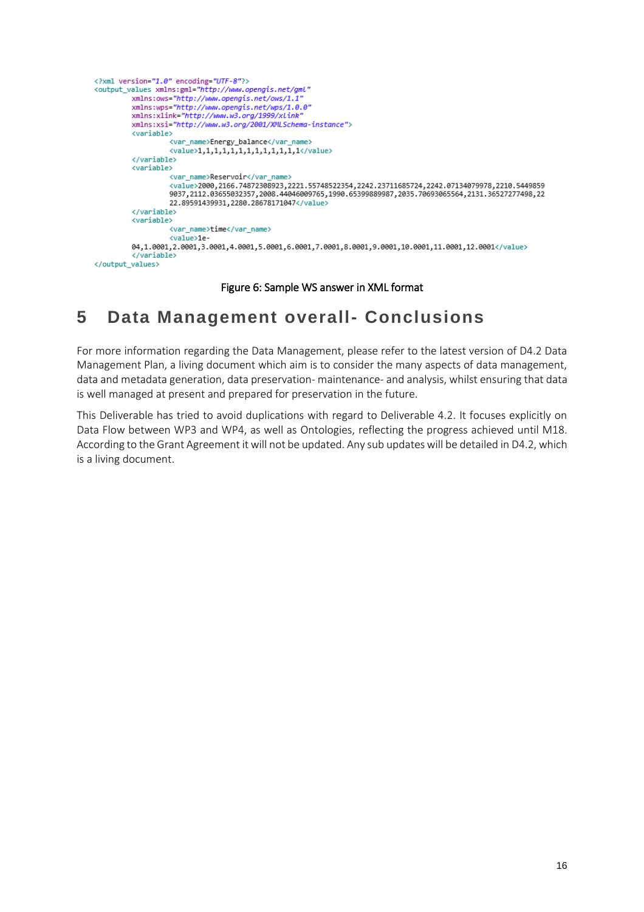```xml
<?xml version="1.0" encoding="UTF-8"?>
<output_values xmlns:gml="http://www.opengis.net/gml"
        xmlns:ows="http://www.opengis.net/ows/1.1"
        xmlns:wps="http://www.opengis.net/wps/1.0.0"
        xmlns:xlink="http://www.w3.org/1999/xlink"
        xmlns:xsi="http://www.w3.org/2001/XMLSchema-instance">
        <variable>
                <var_name>Energy_balance</var_name>
                <value>1,1,1,1,1,1,1,1,1,1,1,1,1</value>
        </variable>
        <variable>
                <var_name>Reservoir</var_name>
                <value>2000,2166.74872308923,2221.55748522354,2242.23711685724,2242.07134079978,2210.5449859
                9037,2112.03655032357,2008.44046009765,1990.65399889987,2035.70693065564,2131.36527277498,22
                22.89591439931,2280.28678171047</value>
        </variable>
        <variable>
                <var_name>time</var_name>
                <value>1e-
        04,1.0001,2.0001,3.0001,4.0001,5.0001,6.0001,7.0001,8.0001,9.0001,10.0001,11.0001,12.0001</value>
        </variable>
</output_values>
```

Figure 6: Sample WS answer in XML format

# 5 Data Management overall- Conclusions

For more information regarding the Data Management, please refer to the latest version of D4.2 Data Management Plan, a living document which aim is to consider the many aspects of data management, data and metadata generation, data preservation- maintenance- and analysis, whilst ensuring that data is well managed at present and prepared for preservation in the future.

This Deliverable has tried to avoid duplications with regard to Deliverable 4.2. It focuses explicitly on Data Flow between WP3 and WP4, as well as Ontologies, reflecting the progress achieved until M18. According to the Grant Agreement it will not be updated. Any sub updates will be detailed in D4.2, which is a living document.